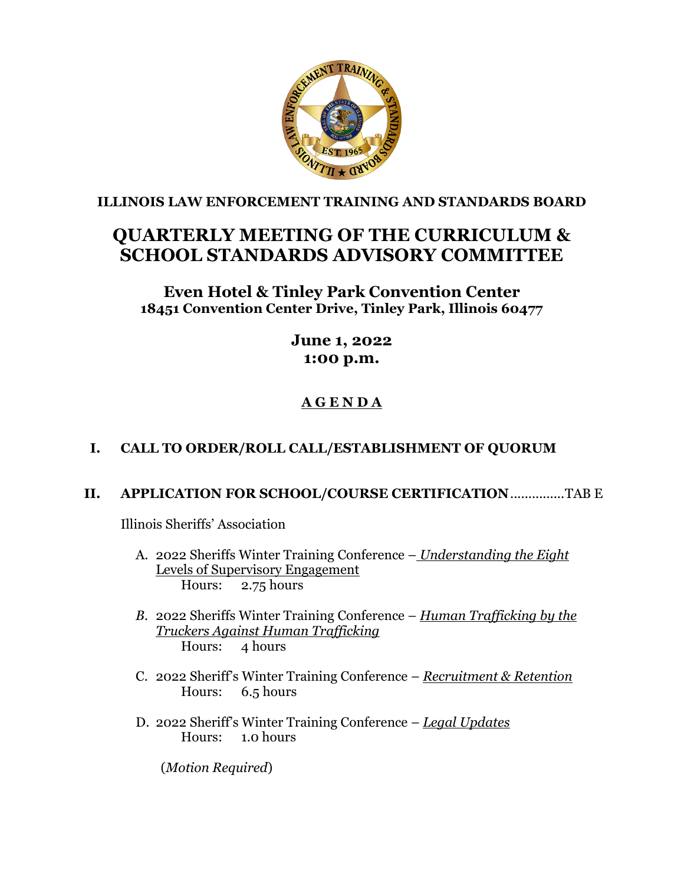**ILLINOIS LAW ENFORCEMENT TRAINING AND STANDARDS BOARD**

# QUARTERLY MEETING OF THE CURRICULUM & SCHOOL STANDARDS ADVISORY COMMITTEE

## Even Hotel & Tinley Park Convention Center
**18451 Convention Center Drive, Tinley Park, Illinois 60477**

**June 1, 2022**
**1:00 p.m.**

## A G E N D A

### I. CALL TO ORDER/ROLL CALL/ESTABLISHMENT OF QUORUM

### II. APPLICATION FOR SCHOOL/COURSE CERTIFICATION..............TAB E

Illinois Sheriffs' Association

A. 2022 Sheriffs Winter Training Conference – *Understanding the Eight* Levels of Supervisory Engagement
   Hours: 2.75 hours

*B.* 2022 Sheriffs Winter Training Conference – *Human Trafficking by the Truckers Against Human Trafficking*
   Hours: 4 hours

C. 2022 Sheriff's Winter Training Conference – *Recruitment & Retention*
   Hours: 6.5 hours

D. 2022 Sheriff's Winter Training Conference – *Legal Updates*
   Hours: 1.0 hours

(*Motion Required*)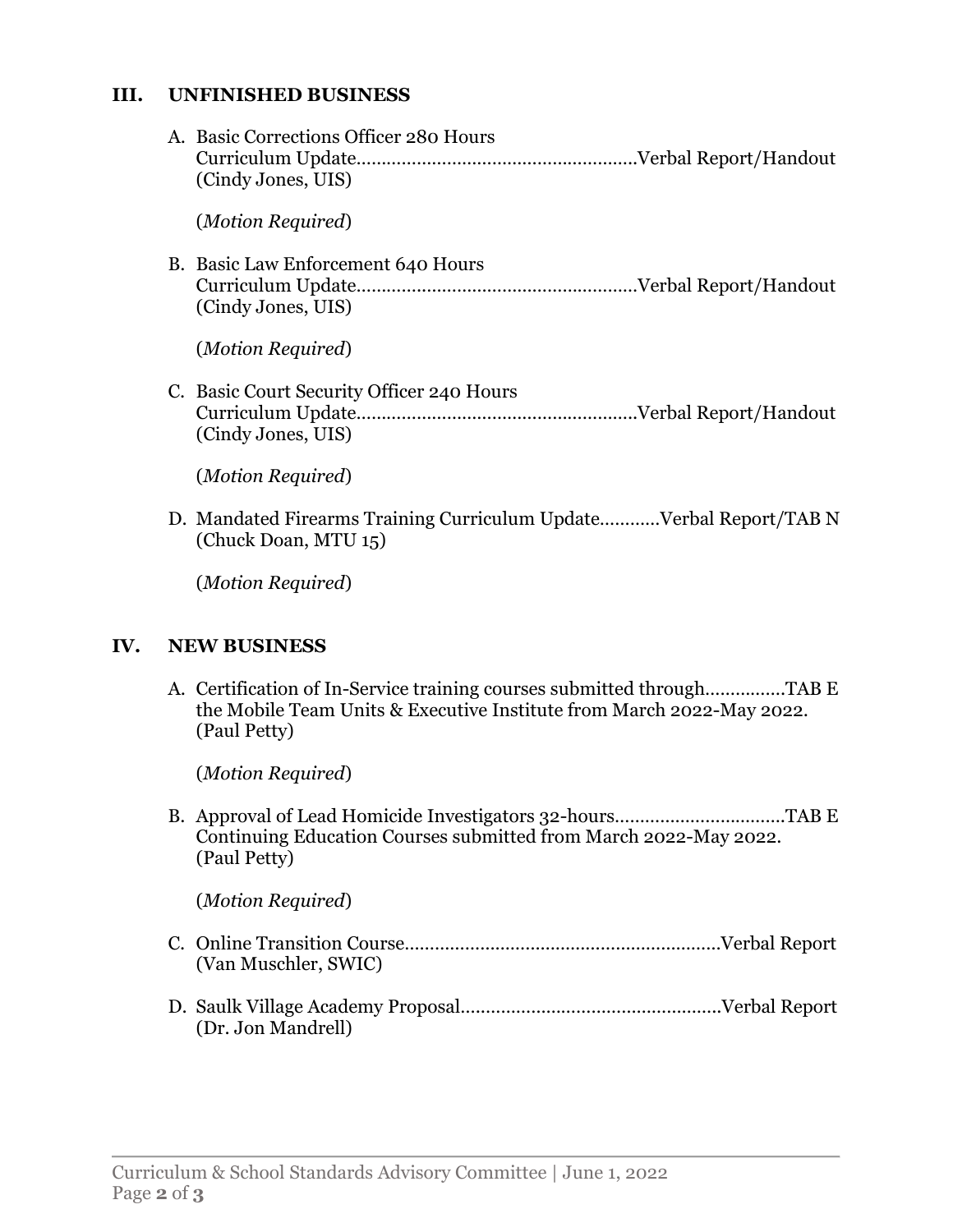## III. UNFINISHED BUSINESS

A. Basic Corrections Officer 280 Hours
   Curriculum Update.......................................................Verbal Report/Handout
   (Cindy Jones, UIS)

   (*Motion Required*)

B. Basic Law Enforcement 640 Hours
   Curriculum Update.......................................................Verbal Report/Handout
   (Cindy Jones, UIS)

   (*Motion Required*)

C. Basic Court Security Officer 240 Hours
   Curriculum Update.......................................................Verbal Report/Handout
   (Cindy Jones, UIS)

   (*Motion Required*)

D. Mandated Firearms Training Curriculum Update............Verbal Report/TAB N
   (Chuck Doan, MTU 15)

   (*Motion Required*)

## IV. NEW BUSINESS

A. Certification of In-Service training courses submitted through................TAB E
   the Mobile Team Units & Executive Institute from March 2022-May 2022.
   (Paul Petty)

   (*Motion Required*)

B. Approval of Lead Homicide Investigators 32-hours.................................TAB E
   Continuing Education Courses submitted from March 2022-May 2022.
   (Paul Petty)

   (*Motion Required*)

C. Online Transition Course..............................................................Verbal Report
   (Van Muschler, SWIC)

D. Saulk Village Academy Proposal...................................................Verbal Report
   (Dr. Jon Mandrell)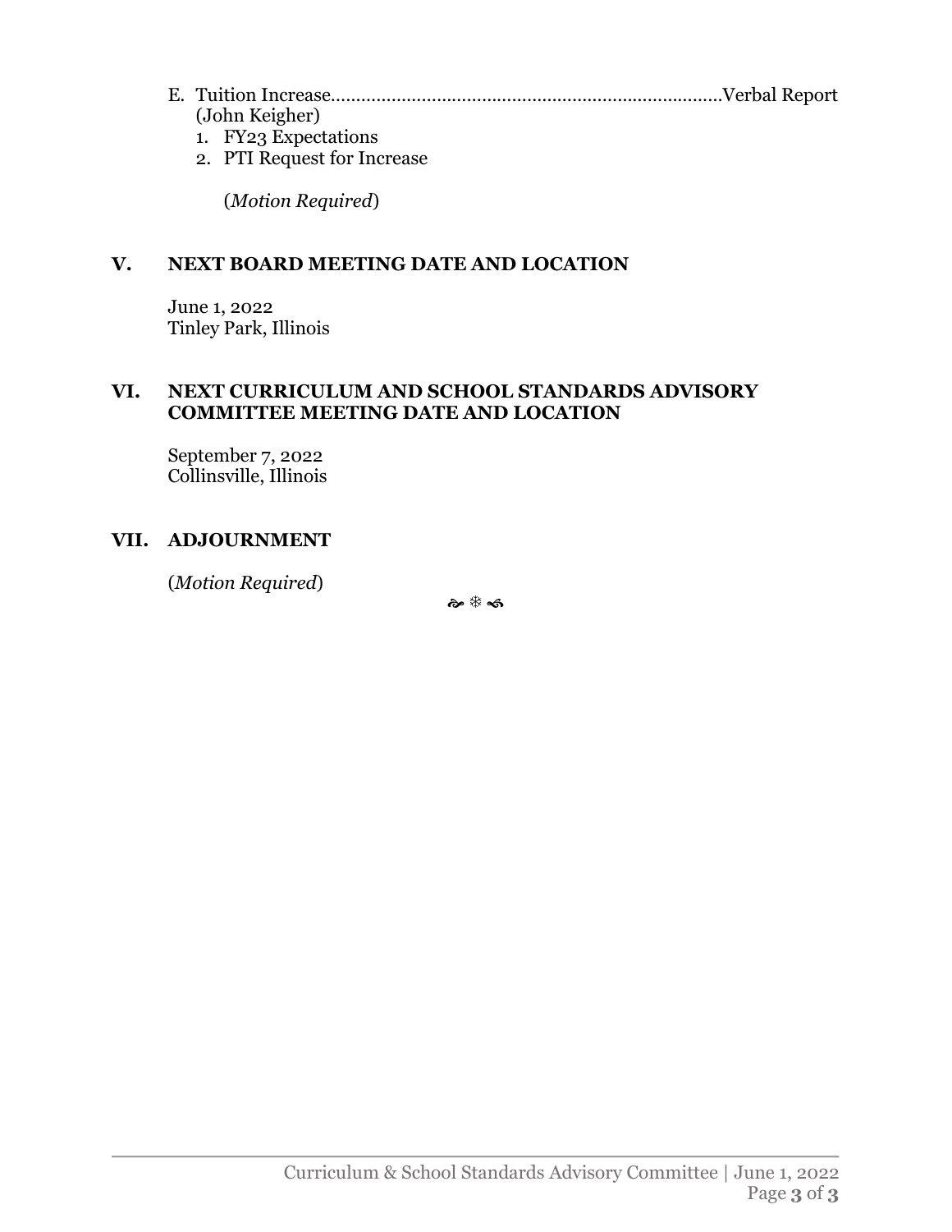E. Tuition Increase.............................................................................Verbal Report
   (John Keigher)
   1. FY23 Expectations
   2. PTI Request for Increase

      (*Motion Required*)

## V. NEXT BOARD MEETING DATE AND LOCATION

June 1, 2022
Tinley Park, Illinois

## VI. NEXT CURRICULUM AND SCHOOL STANDARDS ADVISORY COMMITTEE MEETING DATE AND LOCATION

September 7, 2022
Collinsville, Illinois

## VII. ADJOURNMENT

(*Motion Required*)

☙ ❄ ❧